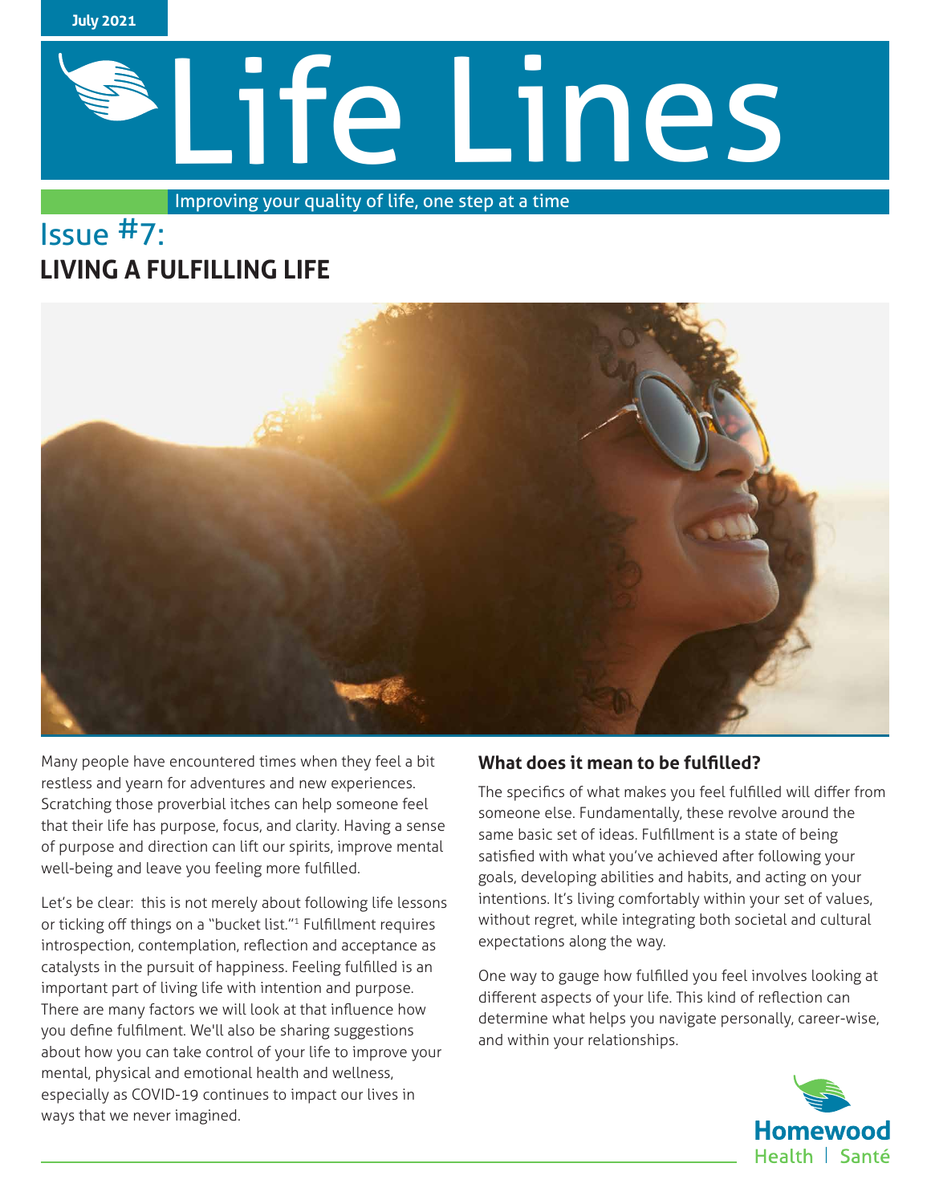July 2021

# Life Lines

Improving your quality of life, one step at a time

## Issue #7: LIVING A FULFILLING LIFE

Many people have encountered times when they feel a bit restless and yearn for adventures and new experiences. Scratching those proverbial itches can help someone feel that their life has purpose, focus, and clarity. Having a sense of purpose and direction can lift our spirits, improve mental well-being and leave you feeling more fulfilled.

Let's be clear: this is not merely about following life lessons or ticking off things on a "bucket list."[1] Fulfillment requires introspection, contemplation, reflection and acceptance as catalysts in the pursuit of happiness. Feeling fulfilled is an important part of living life with intention and purpose. There are many factors we will look at that influence how you define fulfilment. We'll also be sharing suggestions about how you can take control of your life to improve your mental, physical and emotional health and wellness, especially as COVID-19 continues to impact our lives in ways that we never imagined.

### What does it mean to be fulfilled?

The specifics of what makes you feel fulfilled will differ from someone else. Fundamentally, these revolve around the same basic set of ideas. Fulfillment is a state of being satisfied with what you've achieved after following your goals, developing abilities and habits, and acting on your intentions. It's living comfortably within your set of values, without regret, while integrating both societal and cultural expectations along the way.

One way to gauge how fulfilled you feel involves looking at different aspects of your life. This kind of reflection can determine what helps you navigate personally, career-wise, and within your relationships.

Homewood Health | Santé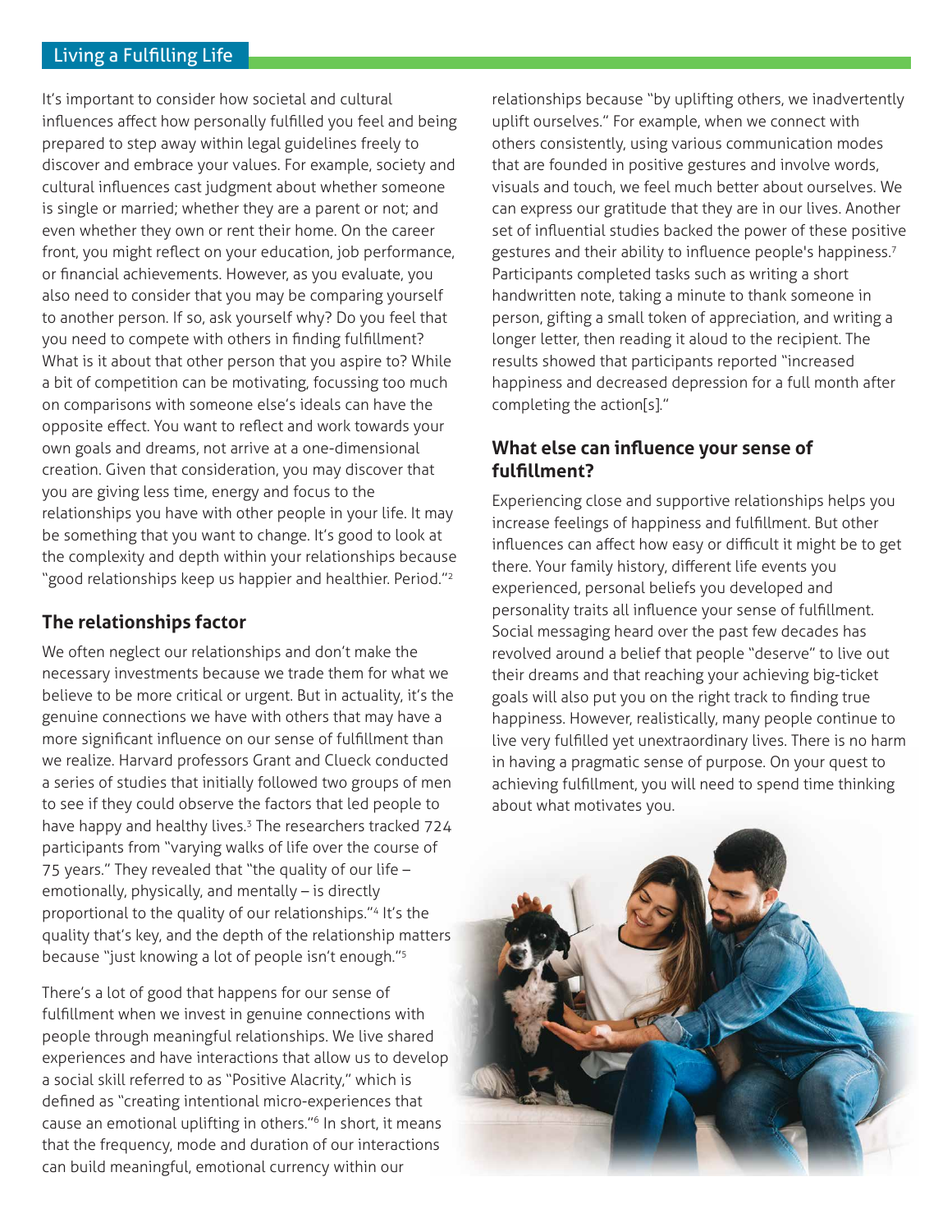It's important to consider how societal and cultural influences affect how personally fulfilled you feel and being prepared to step away within legal guidelines freely to discover and embrace your values. For example, society and cultural influences cast judgment about whether someone is single or married; whether they are a parent or not; and even whether they own or rent their home. On the career front, you might reflect on your education, job performance, or financial achievements. However, as you evaluate, you also need to consider that you may be comparing yourself to another person. If so, ask yourself why? Do you feel that you need to compete with others in finding fulfillment? What is it about that other person that you aspire to? While a bit of competition can be motivating, focussing too much on comparisons with someone else's ideals can have the opposite effect. You want to reflect and work towards your own goals and dreams, not arrive at a one-dimensional creation. Given that consideration, you may discover that you are giving less time, energy and focus to the relationships you have with other people in your life. It may be something that you want to change. It's good to look at the complexity and depth within your relationships because "good relationships keep us happier and healthier. Period."[2]

## The relationships factor

We often neglect our relationships and don't make the necessary investments because we trade them for what we believe to be more critical or urgent. But in actuality, it's the genuine connections we have with others that may have a more significant influence on our sense of fulfillment than we realize. Harvard professors Grant and Clueck conducted a series of studies that initially followed two groups of men to see if they could observe the factors that led people to have happy and healthy lives.[3] The researchers tracked 724 participants from "varying walks of life over the course of 75 years." They revealed that "the quality of our life – emotionally, physically, and mentally – is directly proportional to the quality of our relationships."[4] It's the quality that's key, and the depth of the relationship matters because "just knowing a lot of people isn't enough."[5]

There's a lot of good that happens for our sense of fulfillment when we invest in genuine connections with people through meaningful relationships. We live shared experiences and have interactions that allow us to develop a social skill referred to as "Positive Alacrity," which is defined as "creating intentional micro-experiences that cause an emotional uplifting in others."[6] In short, it means that the frequency, mode and duration of our interactions can build meaningful, emotional currency within our relationships because "by uplifting others, we inadvertently uplift ourselves." For example, when we connect with others consistently, using various communication modes that are founded in positive gestures and involve words, visuals and touch, we feel much better about ourselves. We can express our gratitude that they are in our lives. Another set of influential studies backed the power of these positive gestures and their ability to influence people's happiness.[7] Participants completed tasks such as writing a short handwritten note, taking a minute to thank someone in person, gifting a small token of appreciation, and writing a longer letter, then reading it aloud to the recipient. The results showed that participants reported "increased happiness and decreased depression for a full month after completing the action[s]."

## What else can influence your sense of fulfillment?

Experiencing close and supportive relationships helps you increase feelings of happiness and fulfillment. But other influences can affect how easy or difficult it might be to get there. Your family history, different life events you experienced, personal beliefs you developed and personality traits all influence your sense of fulfillment. Social messaging heard over the past few decades has revolved around a belief that people "deserve" to live out their dreams and that reaching your achieving big-ticket goals will also put you on the right track to finding true happiness. However, realistically, many people continue to live very fulfilled yet unextraordinary lives. There is no harm in having a pragmatic sense of purpose. On your quest to achieving fulfillment, you will need to spend time thinking about what motivates you.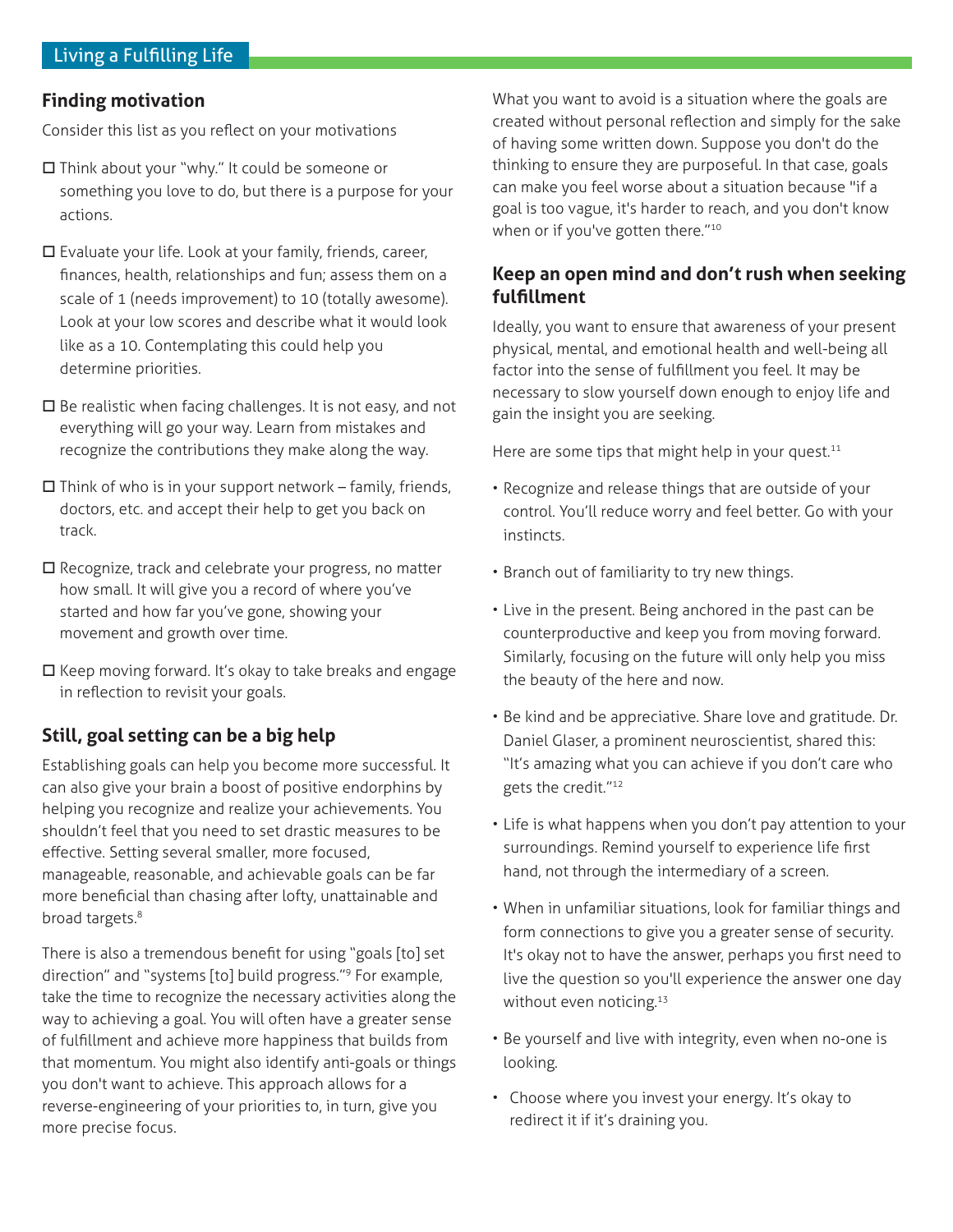## Finding motivation

Consider this list as you reflect on your motivations

- ☐ Think about your "why." It could be someone or something you love to do, but there is a purpose for your actions.
- ☐ Evaluate your life. Look at your family, friends, career, finances, health, relationships and fun; assess them on a scale of 1 (needs improvement) to 10 (totally awesome). Look at your low scores and describe what it would look like as a 10. Contemplating this could help you determine priorities.
- ☐ Be realistic when facing challenges. It is not easy, and not everything will go your way. Learn from mistakes and recognize the contributions they make along the way.
- ☐ Think of who is in your support network – family, friends, doctors, etc. and accept their help to get you back on track.
- ☐ Recognize, track and celebrate your progress, no matter how small. It will give you a record of where you've started and how far you've gone, showing your movement and growth over time.
- ☐ Keep moving forward. It's okay to take breaks and engage in reflection to revisit your goals.

## Still, goal setting can be a big help

Establishing goals can help you become more successful. It can also give your brain a boost of positive endorphins by helping you recognize and realize your achievements. You shouldn't feel that you need to set drastic measures to be effective. Setting several smaller, more focused, manageable, reasonable, and achievable goals can be far more beneficial than chasing after lofty, unattainable and broad targets.[8]

There is also a tremendous benefit for using "goals [to] set direction" and "systems [to] build progress."[9] For example, take the time to recognize the necessary activities along the way to achieving a goal. You will often have a greater sense of fulfillment and achieve more happiness that builds from that momentum. You might also identify anti-goals or things you don't want to achieve. This approach allows for a reverse-engineering of your priorities to, in turn, give you more precise focus.

What you want to avoid is a situation where the goals are created without personal reflection and simply for the sake of having some written down. Suppose you don't do the thinking to ensure they are purposeful. In that case, goals can make you feel worse about a situation because "if a goal is too vague, it's harder to reach, and you don't know when or if you've gotten there."[10]

## Keep an open mind and don't rush when seeking fulfillment

Ideally, you want to ensure that awareness of your present physical, mental, and emotional health and well-being all factor into the sense of fulfillment you feel. It may be necessary to slow yourself down enough to enjoy life and gain the insight you are seeking.

Here are some tips that might help in your quest.[11]

- Recognize and release things that are outside of your control. You'll reduce worry and feel better. Go with your instincts.
- Branch out of familiarity to try new things.
- Live in the present. Being anchored in the past can be counterproductive and keep you from moving forward. Similarly, focusing on the future will only help you miss the beauty of the here and now.
- Be kind and be appreciative. Share love and gratitude. Dr. Daniel Glaser, a prominent neuroscientist, shared this: "It's amazing what you can achieve if you don't care who gets the credit."[12]
- Life is what happens when you don't pay attention to your surroundings. Remind yourself to experience life first hand, not through the intermediary of a screen.
- When in unfamiliar situations, look for familiar things and form connections to give you a greater sense of security. It's okay not to have the answer, perhaps you first need to live the question so you'll experience the answer one day without even noticing.[13]
- Be yourself and live with integrity, even when no-one is looking.
- Choose where you invest your energy. It's okay to redirect it if it's draining you.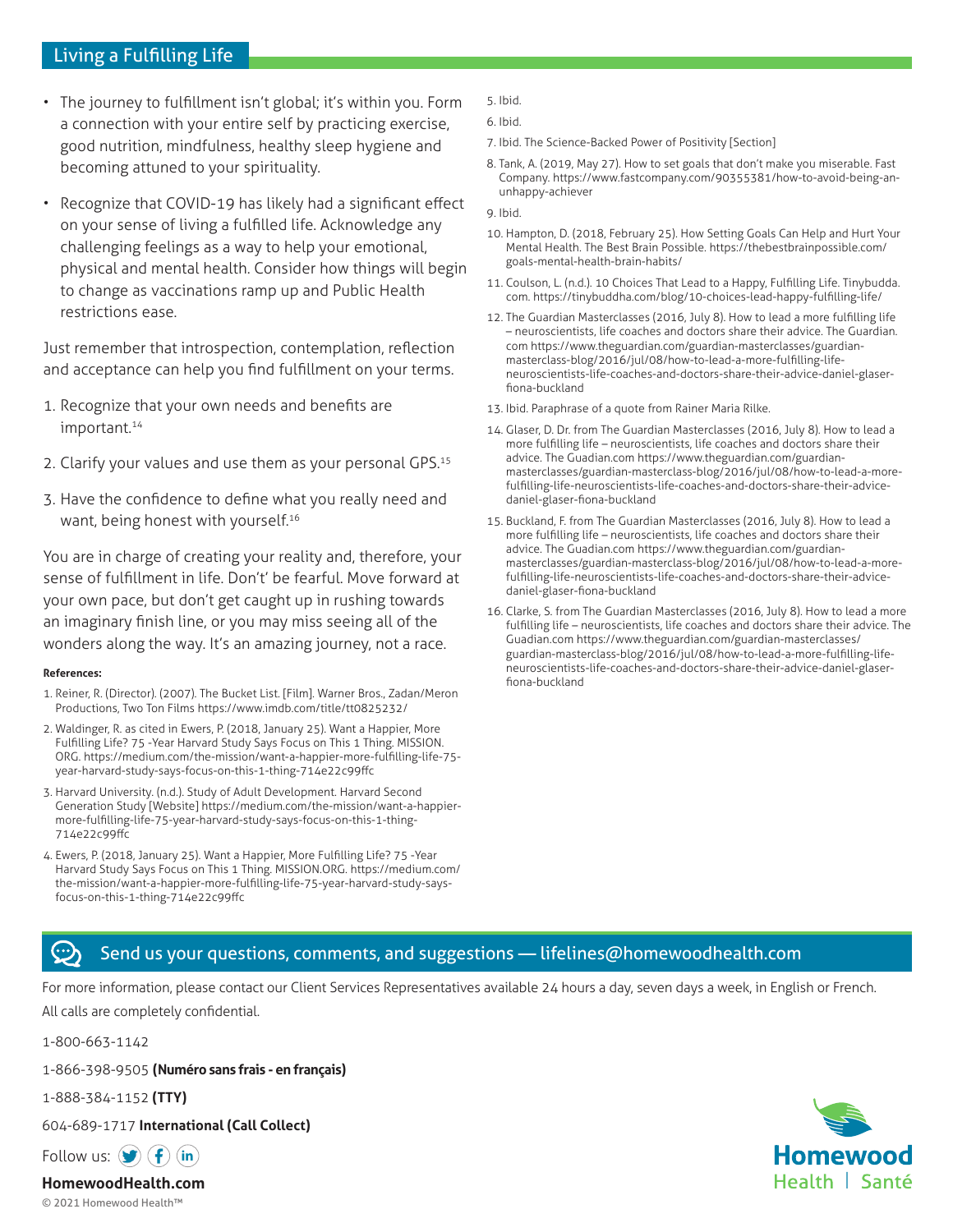## Living a Fulfilling Life

- The journey to fulfillment isn't global; it's within you. Form a connection with your entire self by practicing exercise, good nutrition, mindfulness, healthy sleep hygiene and becoming attuned to your spirituality.
- Recognize that COVID-19 has likely had a significant effect on your sense of living a fulfilled life. Acknowledge any challenging feelings as a way to help your emotional, physical and mental health. Consider how things will begin to change as vaccinations ramp up and Public Health restrictions ease.

Just remember that introspection, contemplation, reflection and acceptance can help you find fulfillment on your terms.

1. Recognize that your own needs and benefits are important.[14]
2. Clarify your values and use them as your personal GPS.[15]
3. Have the confidence to define what you really need and want, being honest with yourself.[16]

You are in charge of creating your reality and, therefore, your sense of fulfillment in life. Don't' be fearful. Move forward at your own pace, but don't get caught up in rushing towards an imaginary finish line, or you may miss seeing all of the wonders along the way. It's an amazing journey, not a race.

**References:**

1. Reiner, R. (Director). (2007). The Bucket List. [Film]. Warner Bros., Zadan/Meron Productions, Two Ton Films https://www.imdb.com/title/tt0825232/
2. Waldinger, R. as cited in Ewers, P. (2018, January 25). Want a Happier, More Fulfilling Life? 75 -Year Harvard Study Says Focus on This 1 Thing. MISSION. ORG. https://medium.com/the-mission/want-a-happier-more-fulfilling-life-75-year-harvard-study-says-focus-on-this-1-thing-714e22c99ffc
3. Harvard University. (n.d.). Study of Adult Development. Harvard Second Generation Study [Website] https://medium.com/the-mission/want-a-happier-more-fulfilling-life-75-year-harvard-study-says-focus-on-this-1-thing-714e22c99ffc
4. Ewers, P. (2018, January 25). Want a Happier, More Fulfilling Life? 75 -Year Harvard Study Says Focus on This 1 Thing. MISSION.ORG. https://medium.com/the-mission/want-a-happier-more-fulfilling-life-75-year-harvard-study-says-focus-on-this-1-thing-714e22c99ffc
5. Ibid.
6. Ibid.
7. Ibid. The Science-Backed Power of Positivity [Section]
8. Tank, A. (2019, May 27). How to set goals that don't make you miserable. Fast Company. https://www.fastcompany.com/90355381/how-to-avoid-being-an-unhappy-achiever
9. Ibid.
10. Hampton, D. (2018, February 25). How Setting Goals Can Help and Hurt Your Mental Health. The Best Brain Possible. https://thebestbrainpossible.com/goals-mental-health-brain-habits/
11. Coulson, L. (n.d.). 10 Choices That Lead to a Happy, Fulfilling Life. Tinybudda. com. https://tinybuddha.com/blog/10-choices-lead-happy-fulfilling-life/
12. The Guardian Masterclasses (2016, July 8). How to lead a more fulfilling life – neuroscientists, life coaches and doctors share their advice. The Guardian. com https://www.theguardian.com/guardian-masterclasses/guardian-masterclass-blog/2016/jul/08/how-to-lead-a-more-fulfilling-life-neuroscientists-life-coaches-and-doctors-share-their-advice-daniel-glaser-fiona-buckland
13. Ibid. Paraphrase of a quote from Rainer Maria Rilke.
14. Glaser, D. Dr. from The Guardian Masterclasses (2016, July 8). How to lead a more fulfilling life – neuroscientists, life coaches and doctors share their advice. The Guadian.com https://www.theguardian.com/guardian-masterclasses/guardian-masterclass-blog/2016/jul/08/how-to-lead-a-more-fulfilling-life-neuroscientists-life-coaches-and-doctors-share-their-advice-daniel-glaser-fiona-buckland
15. Buckland, F. from The Guardian Masterclasses (2016, July 8). How to lead a more fulfilling life – neuroscientists, life coaches and doctors share their advice. The Guadian.com https://www.theguardian.com/guardian-masterclasses/guardian-masterclass-blog/2016/jul/08/how-to-lead-a-more-fulfilling-life-neuroscientists-life-coaches-and-doctors-share-their-advice-daniel-glaser-fiona-buckland
16. Clarke, S. from The Guardian Masterclasses (2016, July 8). How to lead a more fulfilling life – neuroscientists, life coaches and doctors share their advice. The Guadian.com https://www.theguardian.com/guardian-masterclasses/guardian-masterclass-blog/2016/jul/08/how-to-lead-a-more-fulfilling-life-neuroscientists-life-coaches-and-doctors-share-their-advice-daniel-glaser-fiona-buckland

**Send us your questions, comments, and suggestions — lifelines@homewoodhealth.com**

For more information, please contact our Client Services Representatives available 24 hours a day, seven days a week, in English or French. All calls are completely confidential.

1-800-663-1142

1-866-398-9505 **(Numéro sans frais - en français)**

1-888-384-1152 **(TTY)**

604-689-1717 **International (Call Collect)**

Follow us:

**HomewoodHealth.com**

© 2021 Homewood Health™

Homewood Health | Santé